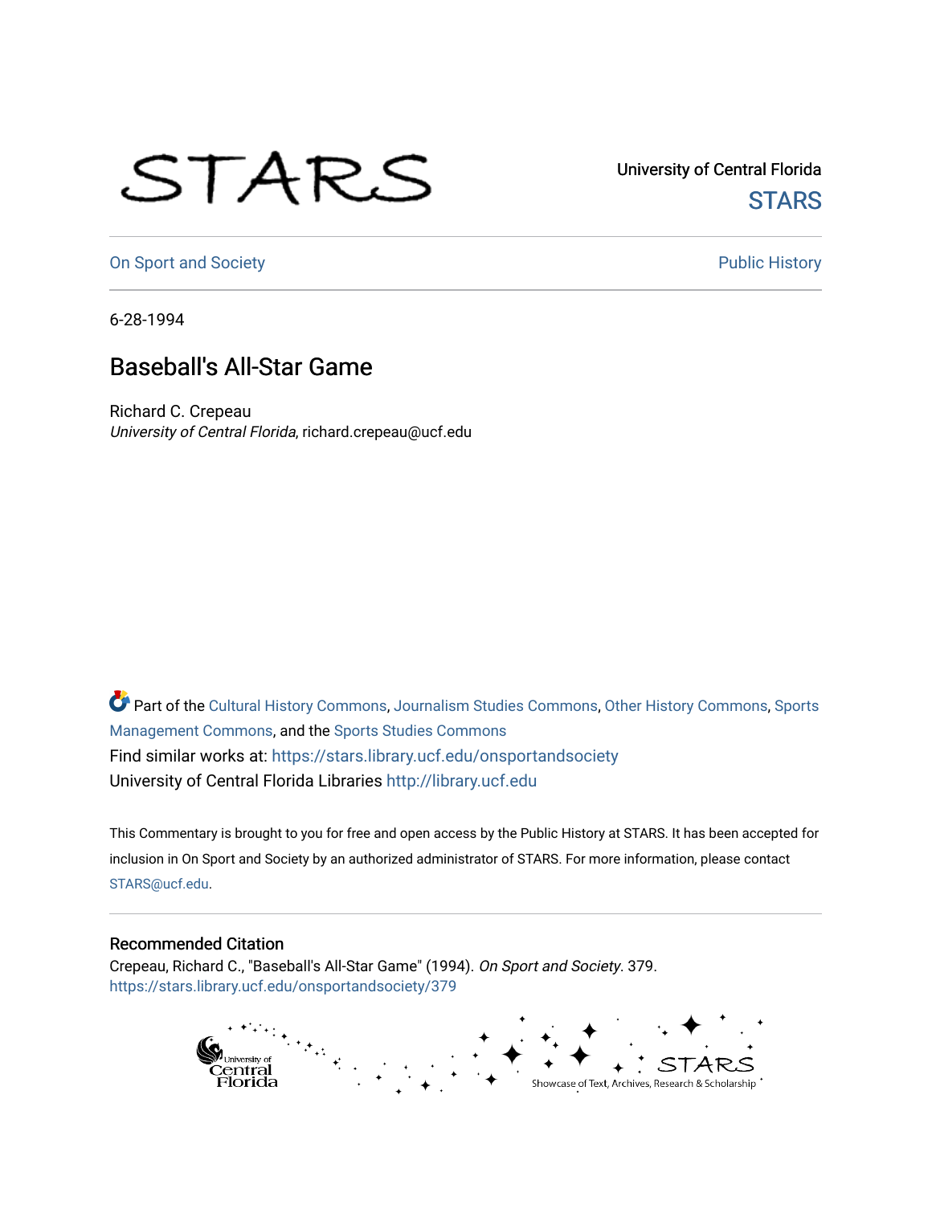STARS

University of Central Florida
STARS

On Sport and Society | Public History

6-28-1994

# Baseball's All-Star Game

Richard C. Crepeau
*University of Central Florida*, richard.crepeau@ucf.edu

Part of the Cultural History Commons, Journalism Studies Commons, Other History Commons, Sports Management Commons, and the Sports Studies Commons

Find similar works at: https://stars.library.ucf.edu/onsportandsociety

University of Central Florida Libraries http://library.ucf.edu

This Commentary is brought to you for free and open access by the Public History at STARS. It has been accepted for inclusion in On Sport and Society by an authorized administrator of STARS. For more information, please contact STARS@ucf.edu.

## Recommended Citation

Crepeau, Richard C., "Baseball's All-Star Game" (1994). *On Sport and Society*. 379.
https://stars.library.ucf.edu/onsportandsociety/379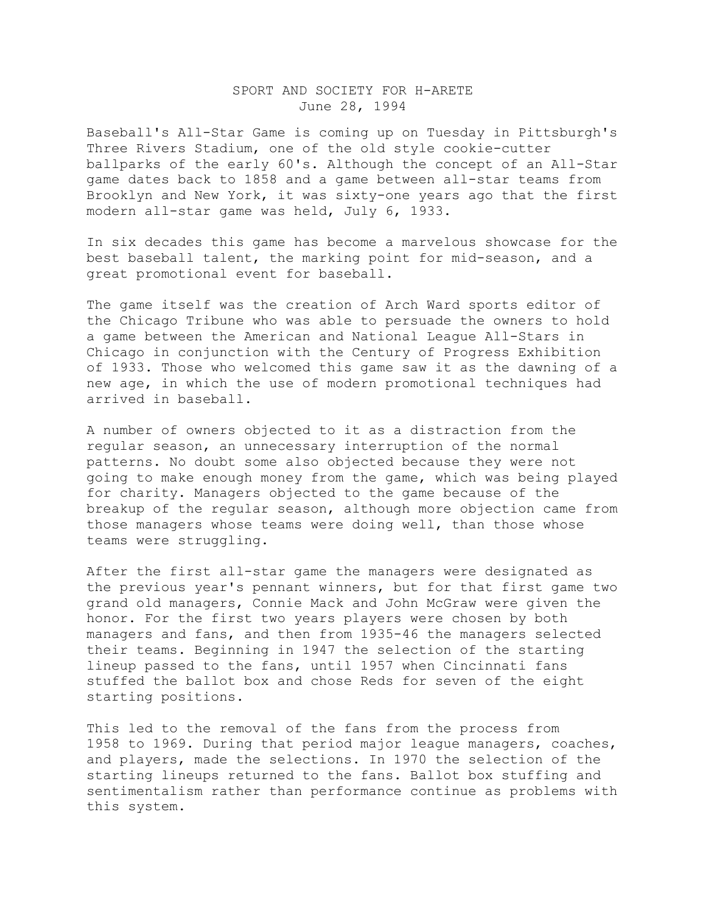SPORT AND SOCIETY FOR H-ARETE
June 28, 1994

Baseball's All-Star Game is coming up on Tuesday in Pittsburgh's Three Rivers Stadium, one of the old style cookie-cutter ballparks of the early 60's. Although the concept of an All-Star game dates back to 1858 and a game between all-star teams from Brooklyn and New York, it was sixty-one years ago that the first modern all-star game was held, July 6, 1933.

In six decades this game has become a marvelous showcase for the best baseball talent, the marking point for mid-season, and a great promotional event for baseball.

The game itself was the creation of Arch Ward sports editor of the Chicago Tribune who was able to persuade the owners to hold a game between the American and National League All-Stars in Chicago in conjunction with the Century of Progress Exhibition of 1933. Those who welcomed this game saw it as the dawning of a new age, in which the use of modern promotional techniques had arrived in baseball.

A number of owners objected to it as a distraction from the regular season, an unnecessary interruption of the normal patterns. No doubt some also objected because they were not going to make enough money from the game, which was being played for charity. Managers objected to the game because of the breakup of the regular season, although more objection came from those managers whose teams were doing well, than those whose teams were struggling.

After the first all-star game the managers were designated as the previous year's pennant winners, but for that first game two grand old managers, Connie Mack and John McGraw were given the honor. For the first two years players were chosen by both managers and fans, and then from 1935-46 the managers selected their teams. Beginning in 1947 the selection of the starting lineup passed to the fans, until 1957 when Cincinnati fans stuffed the ballot box and chose Reds for seven of the eight starting positions.

This led to the removal of the fans from the process from 1958 to 1969. During that period major league managers, coaches, and players, made the selections. In 1970 the selection of the starting lineups returned to the fans. Ballot box stuffing and sentimentalism rather than performance continue as problems with this system.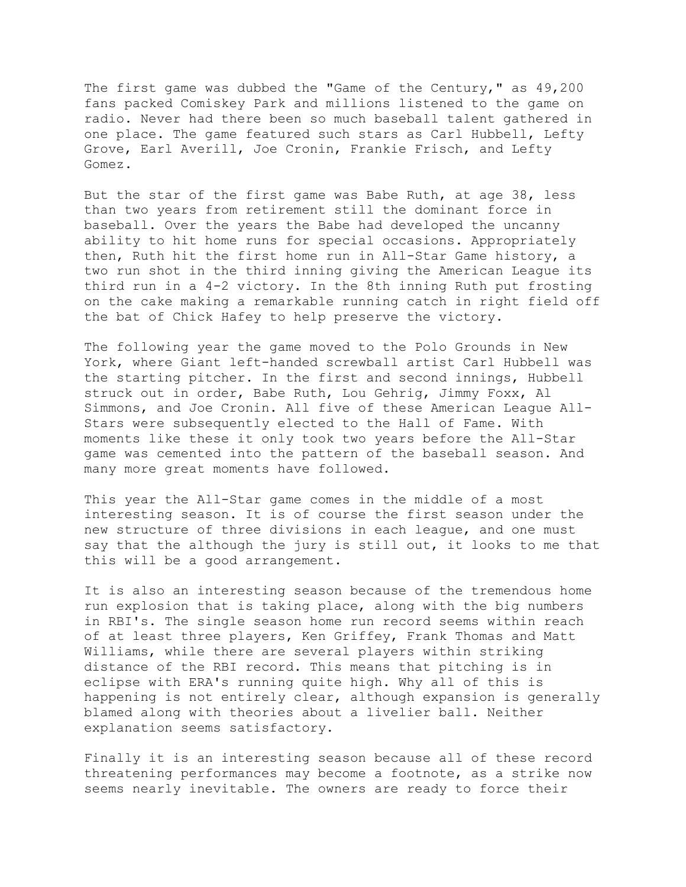The first game was dubbed the "Game of the Century," as 49,200 fans packed Comiskey Park and millions listened to the game on radio. Never had there been so much baseball talent gathered in one place. The game featured such stars as Carl Hubbell, Lefty Grove, Earl Averill, Joe Cronin, Frankie Frisch, and Lefty Gomez.

But the star of the first game was Babe Ruth, at age 38, less than two years from retirement still the dominant force in baseball. Over the years the Babe had developed the uncanny ability to hit home runs for special occasions. Appropriately then, Ruth hit the first home run in All-Star Game history, a two run shot in the third inning giving the American League its third run in a 4-2 victory. In the 8th inning Ruth put frosting on the cake making a remarkable running catch in right field off the bat of Chick Hafey to help preserve the victory.

The following year the game moved to the Polo Grounds in New York, where Giant left-handed screwball artist Carl Hubbell was the starting pitcher. In the first and second innings, Hubbell struck out in order, Babe Ruth, Lou Gehrig, Jimmy Foxx, Al Simmons, and Joe Cronin. All five of these American League All-Stars were subsequently elected to the Hall of Fame. With moments like these it only took two years before the All-Star game was cemented into the pattern of the baseball season. And many more great moments have followed.

This year the All-Star game comes in the middle of a most interesting season. It is of course the first season under the new structure of three divisions in each league, and one must say that the although the jury is still out, it looks to me that this will be a good arrangement.

It is also an interesting season because of the tremendous home run explosion that is taking place, along with the big numbers in RBI's. The single season home run record seems within reach of at least three players, Ken Griffey, Frank Thomas and Matt Williams, while there are several players within striking distance of the RBI record. This means that pitching is in eclipse with ERA's running quite high. Why all of this is happening is not entirely clear, although expansion is generally blamed along with theories about a livelier ball. Neither explanation seems satisfactory.

Finally it is an interesting season because all of these record threatening performances may become a footnote, as a strike now seems nearly inevitable. The owners are ready to force their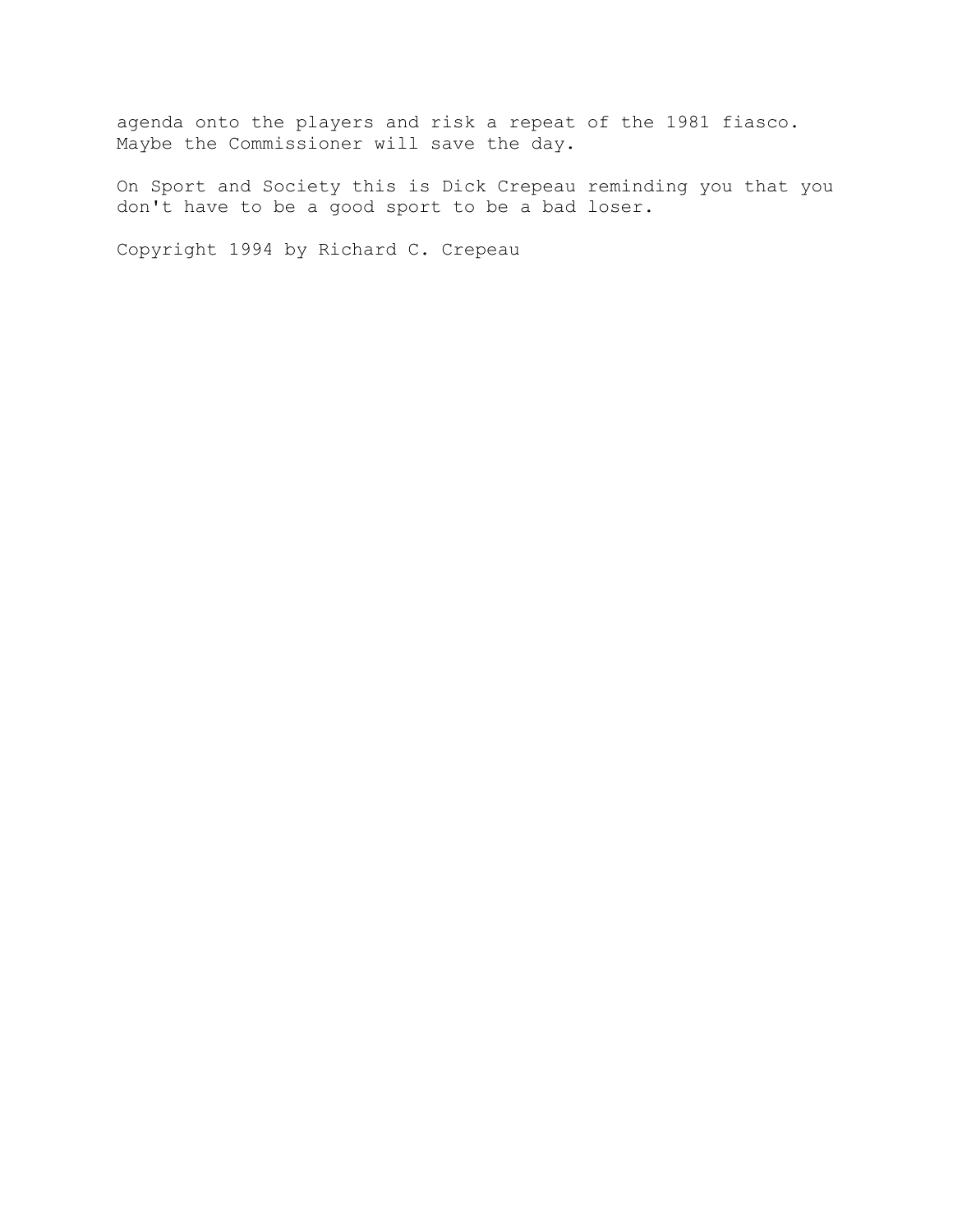agenda onto the players and risk a repeat of the 1981 fiasco. Maybe the Commissioner will save the day.

On Sport and Society this is Dick Crepeau reminding you that you don't have to be a good sport to be a bad loser.

Copyright 1994 by Richard C. Crepeau